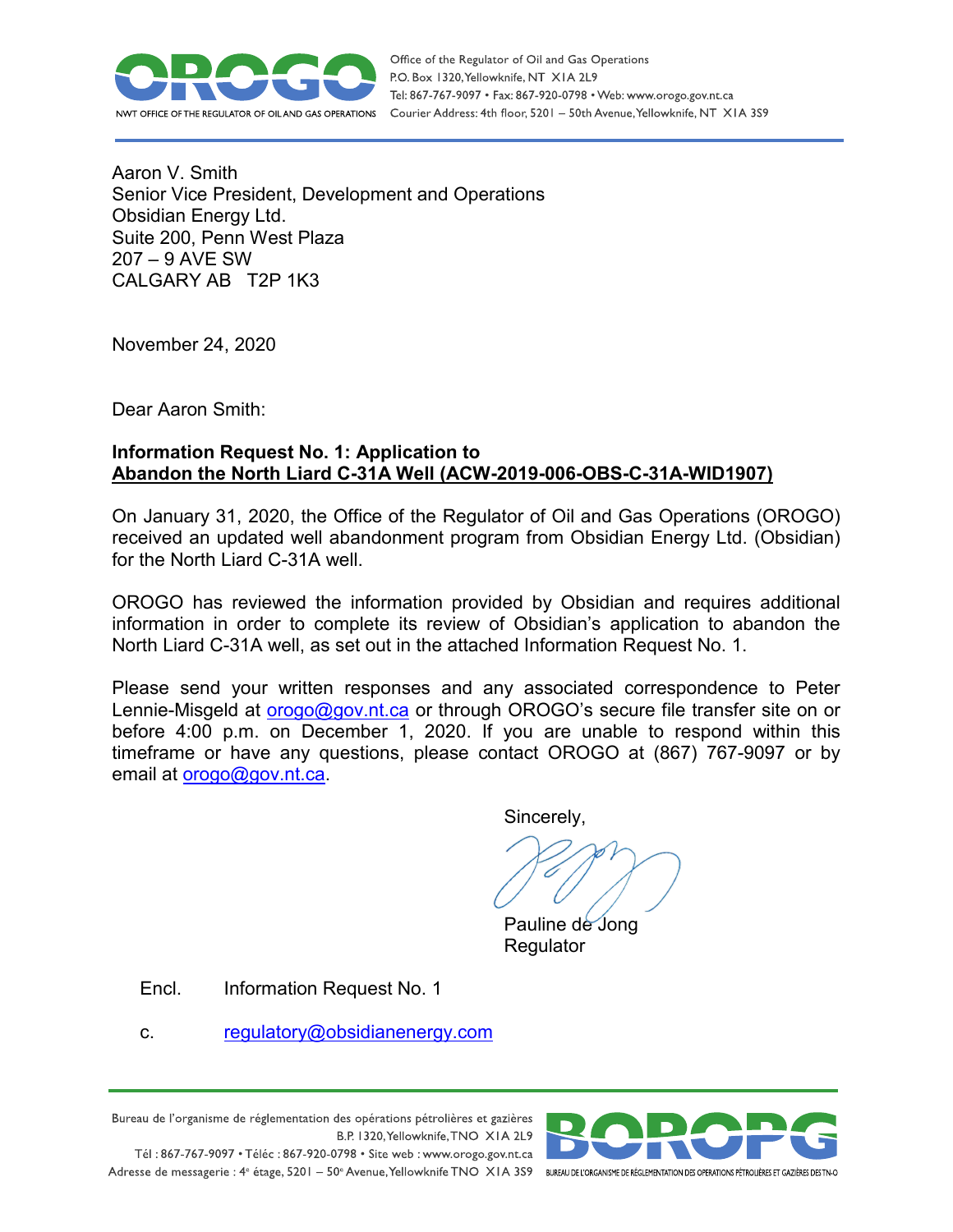Office of the Regulator of Oil and Gas Operations
P.O. Box 1320, Yellowknife, NT X1A 2L9
Tel: 867-767-9097 • Fax: 867-920-0798 • Web: www.orogo.gov.nt.ca
Courier Address: 4th floor, 5201 – 50th Avenue, Yellowknife, NT X1A 3S9

Aaron V. Smith
Senior Vice President, Development and Operations
Obsidian Energy Ltd.
Suite 200, Penn West Plaza
207 – 9 AVE SW
CALGARY AB T2P 1K3

November 24, 2020

Dear Aaron Smith:

**Information Request No. 1: Application to**
**Abandon the North Liard C-31A Well (ACW-2019-006-OBS-C-31A-WID1907)**

On January 31, 2020, the Office of the Regulator of Oil and Gas Operations (OROGO) received an updated well abandonment program from Obsidian Energy Ltd. (Obsidian) for the North Liard C-31A well.

OROGO has reviewed the information provided by Obsidian and requires additional information in order to complete its review of Obsidian's application to abandon the North Liard C-31A well, as set out in the attached Information Request No. 1.

Please send your written responses and any associated correspondence to Peter Lennie-Misgeld at orogo@gov.nt.ca or through OROGO's secure file transfer site on or before 4:00 p.m. on December 1, 2020. If you are unable to respond within this timeframe or have any questions, please contact OROGO at (867) 767-9097 or by email at orogo@gov.nt.ca.

Sincerely,

Pauline de Jong
Regulator

Encl. Information Request No. 1

c. regulatory@obsidianenergy.com

Bureau de l'organisme de réglementation des opérations pétrolières et gazières
B.P. 1320, Yellowknife, TNO X1A 2L9
Tél : 867-767-9097 • Téléc : 867-920-0798 • Site web : www.orogo.gov.nt.ca
Adresse de messagerie : 4e étage, 5201 – 50e Avenue, Yellowknife TNO X1A 3S9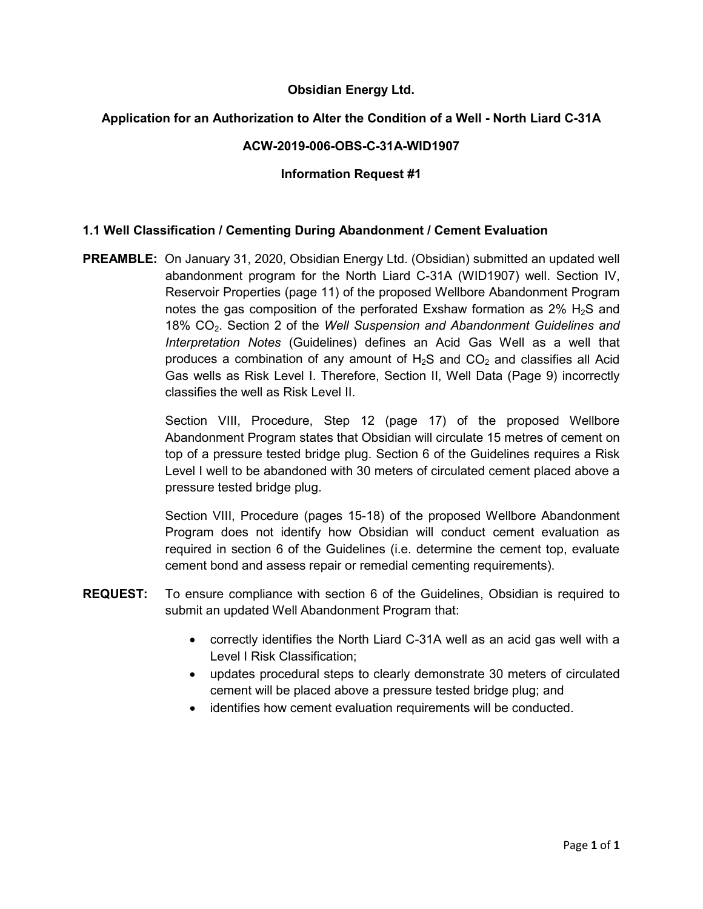**Obsidian Energy Ltd.**

**Application for an Authorization to Alter the Condition of a Well - North Liard C-31A**

**ACW-2019-006-OBS-C-31A-WID1907**

**Information Request #1**

### 1.1 Well Classification / Cementing During Abandonment / Cement Evaluation

**PREAMBLE:** On January 31, 2020, Obsidian Energy Ltd. (Obsidian) submitted an updated well abandonment program for the North Liard C-31A (WID1907) well. Section IV, Reservoir Properties (page 11) of the proposed Wellbore Abandonment Program notes the gas composition of the perforated Exshaw formation as 2% $H_2S$ and 18% $CO_2$. Section 2 of the *Well Suspension and Abandonment Guidelines and Interpretation Notes* (Guidelines) defines an Acid Gas Well as a well that produces a combination of any amount of $H_2S$ and $CO_2$ and classifies all Acid Gas wells as Risk Level I. Therefore, Section II, Well Data (Page 9) incorrectly classifies the well as Risk Level II.

Section VIII, Procedure, Step 12 (page 17) of the proposed Wellbore Abandonment Program states that Obsidian will circulate 15 metres of cement on top of a pressure tested bridge plug. Section 6 of the Guidelines requires a Risk Level I well to be abandoned with 30 meters of circulated cement placed above a pressure tested bridge plug.

Section VIII, Procedure (pages 15-18) of the proposed Wellbore Abandonment Program does not identify how Obsidian will conduct cement evaluation as required in section 6 of the Guidelines (i.e. determine the cement top, evaluate cement bond and assess repair or remedial cementing requirements).

**REQUEST:** To ensure compliance with section 6 of the Guidelines, Obsidian is required to submit an updated Well Abandonment Program that:

- correctly identifies the North Liard C-31A well as an acid gas well with a Level I Risk Classification;
- updates procedural steps to clearly demonstrate 30 meters of circulated cement will be placed above a pressure tested bridge plug; and
- identifies how cement evaluation requirements will be conducted.